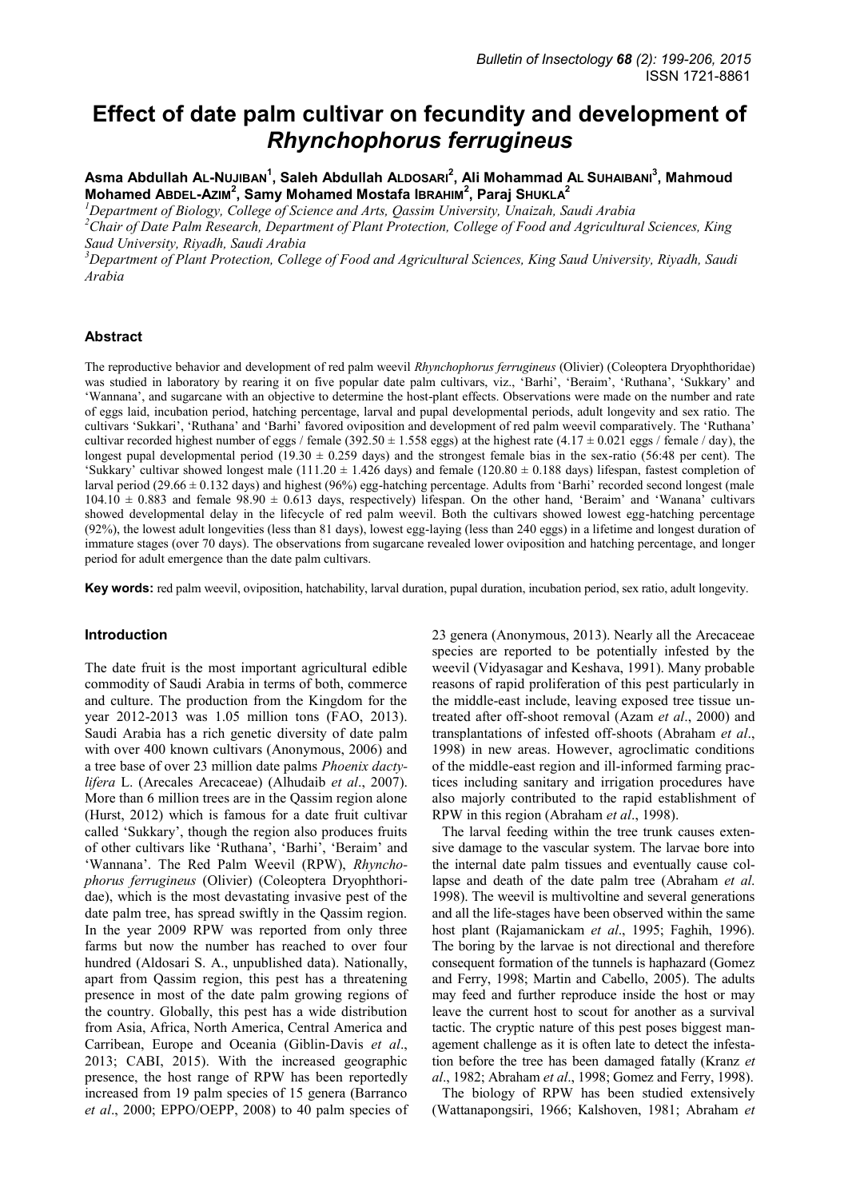# Effect of date palm cultivar on fecundity and development of *Rhynchophorus ferrugineus*

**Asma Abdullah AL-NUJIBAN[1], Saleh Abdullah ALDOSARI[2], Ali Mohammad AL SUHAIBANI[3], Mahmoud Mohamed ABDEL-AZIM[2], Samy Mohamed Mostafa IBRAHIM[2], Paraj SHUKLA[2]**

[1]*Department of Biology, College of Science and Arts, Qassim University, Unaizah, Saudi Arabia*
[2]*Chair of Date Palm Research, Department of Plant Protection, College of Food and Agricultural Sciences, King Saud University, Riyadh, Saudi Arabia*
[3]*Department of Plant Protection, College of Food and Agricultural Sciences, King Saud University, Riyadh, Saudi Arabia*

## Abstract

The reproductive behavior and development of red palm weevil *Rhynchophorus ferrugineus* (Olivier) (Coleoptera Dryophthoridae) was studied in laboratory by rearing it on five popular date palm cultivars, viz., 'Barhi', 'Beraim', 'Ruthana', 'Sukkary' and 'Wannana', and sugarcane with an objective to determine the host-plant effects. Observations were made on the number and rate of eggs laid, incubation period, hatching percentage, larval and pupal developmental periods, adult longevity and sex ratio. The cultivars 'Sukkari', 'Ruthana' and 'Barhi' favored oviposition and development of red palm weevil comparatively. The 'Ruthana' cultivar recorded highest number of eggs / female (392.50 ± 1.558 eggs) at the highest rate (4.17 ± 0.021 eggs / female / day), the longest pupal developmental period (19.30 ± 0.259 days) and the strongest female bias in the sex-ratio (56:48 per cent). The 'Sukkary' cultivar showed longest male (111.20 ± 1.426 days) and female (120.80 ± 0.188 days) lifespan, fastest completion of larval period (29.66 ± 0.132 days) and highest (96%) egg-hatching percentage. Adults from 'Barhi' recorded second longest (male 104.10 ± 0.883 and female 98.90 ± 0.613 days, respectively) lifespan. On the other hand, 'Beraim' and 'Wanana' cultivars showed developmental delay in the lifecycle of red palm weevil. Both the cultivars showed lowest egg-hatching percentage (92%), the lowest adult longevities (less than 81 days), lowest egg-laying (less than 240 eggs) in a lifetime and longest duration of immature stages (over 70 days). The observations from sugarcane revealed lower oviposition and hatching percentage, and longer period for adult emergence than the date palm cultivars.

**Key words:** red palm weevil, oviposition, hatchability, larval duration, pupal duration, incubation period, sex ratio, adult longevity.

## Introduction

The date fruit is the most important agricultural edible commodity of Saudi Arabia in terms of both, commerce and culture. The production from the Kingdom for the year 2012-2013 was 1.05 million tons (FAO, 2013). Saudi Arabia has a rich genetic diversity of date palm with over 400 known cultivars (Anonymous, 2006) and a tree base of over 23 million date palms *Phoenix dactylifera* L. (Arecales Arecaceae) (Alhudaib *et al*., 2007). More than 6 million trees are in the Qassim region alone (Hurst, 2012) which is famous for a date fruit cultivar called 'Sukkary', though the region also produces fruits of other cultivars like 'Ruthana', 'Barhi', 'Beraim' and 'Wannana'. The Red Palm Weevil (RPW), *Rhynchophorus ferrugineus* (Olivier) (Coleoptera Dryophthoridae), which is the most devastating invasive pest of the date palm tree, has spread swiftly in the Qassim region. In the year 2009 RPW was reported from only three farms but now the number has reached to over four hundred (Aldosari S. A., unpublished data). Nationally, apart from Qassim region, this pest has a threatening presence in most of the date palm growing regions of the country. Globally, this pest has a wide distribution from Asia, Africa, North America, Central America and Carribean, Europe and Oceania (Giblin-Davis *et al*., 2013; CABI, 2015). With the increased geographic presence, the host range of RPW has been reportedly increased from 19 palm species of 15 genera (Barranco *et al*., 2000; EPPO/OEPP, 2008) to 40 palm species of 23 genera (Anonymous, 2013). Nearly all the Arecaceae species are reported to be potentially infested by the weevil (Vidyasagar and Keshava, 1991). Many probable reasons of rapid proliferation of this pest particularly in the middle-east include, leaving exposed tree tissue untreated after off-shoot removal (Azam *et al*., 2000) and transplantations of infested off-shoots (Abraham *et al*., 1998) in new areas. However, agroclimatic conditions of the middle-east region and ill-informed farming practices including sanitary and irrigation procedures have also majorly contributed to the rapid establishment of RPW in this region (Abraham *et al*., 1998).

The larval feeding within the tree trunk causes extensive damage to the vascular system. The larvae bore into the internal date palm tissues and eventually cause collapse and death of the date palm tree (Abraham *et al*. 1998). The weevil is multivoltine and several generations and all the life-stages have been observed within the same host plant (Rajamanickam *et al*., 1995; Faghih, 1996). The boring by the larvae is not directional and therefore consequent formation of the tunnels is haphazard (Gomez and Ferry, 1998; Martin and Cabello, 2005). The adults may feed and further reproduce inside the host or may leave the current host to scout for another as a survival tactic. The cryptic nature of this pest poses biggest management challenge as it is often late to detect the infestation before the tree has been damaged fatally (Kranz *et al*., 1982; Abraham *et al*., 1998; Gomez and Ferry, 1998).

The biology of RPW has been studied extensively (Wattanapongsiri, 1966; Kalshoven, 1981; Abraham *et*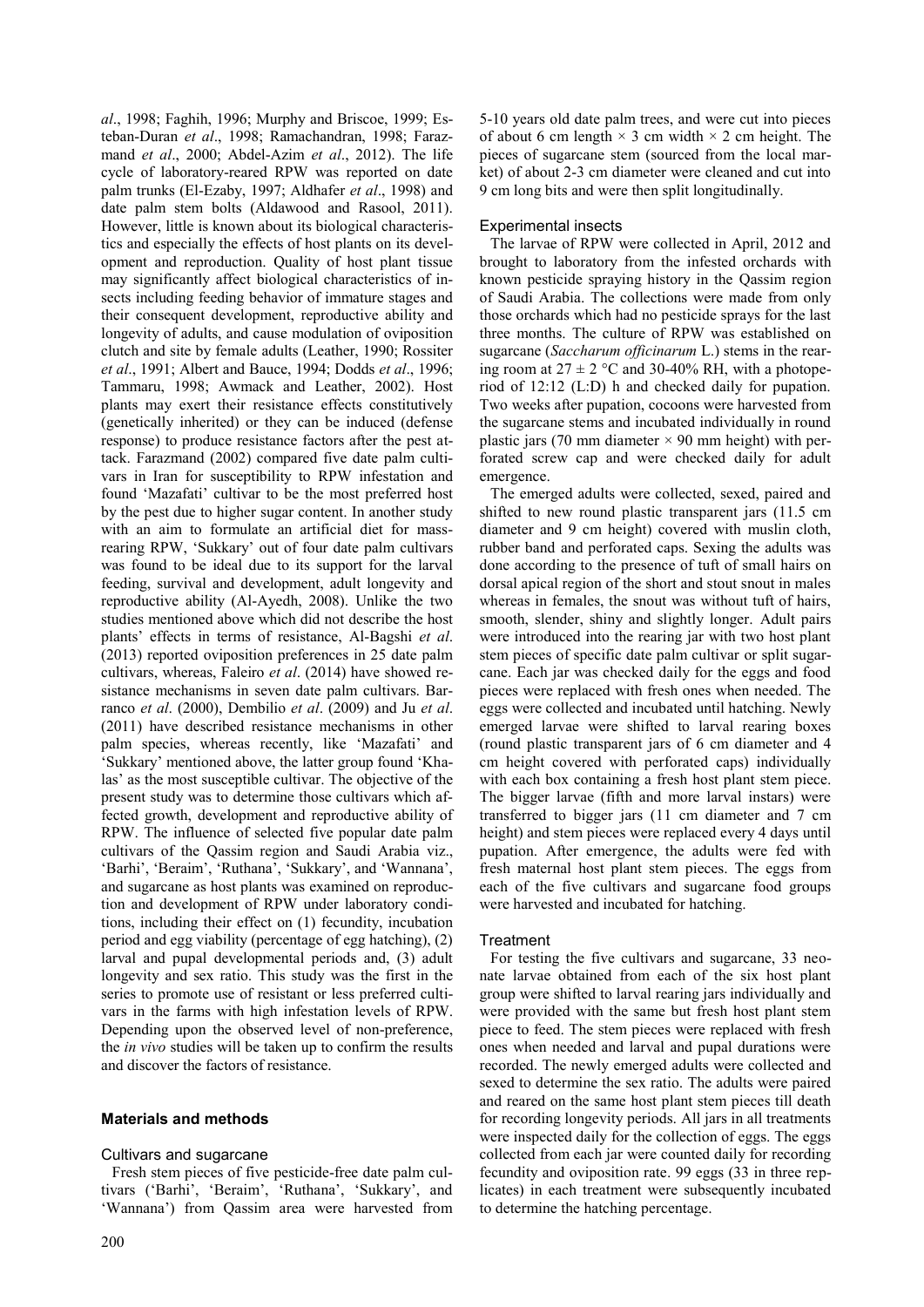*al*., 1998; Faghih, 1996; Murphy and Briscoe, 1999; Esteban-Duran *et al*., 1998; Ramachandran, 1998; Farazmand *et al*., 2000; Abdel-Azim *et al*., 2012). The life cycle of laboratory-reared RPW was reported on date palm trunks (El-Ezaby, 1997; Aldhafer *et al*., 1998) and date palm stem bolts (Aldawood and Rasool, 2011). However, little is known about its biological characteristics and especially the effects of host plants on its development and reproduction. Quality of host plant tissue may significantly affect biological characteristics of insects including feeding behavior of immature stages and their consequent development, reproductive ability and longevity of adults, and cause modulation of oviposition clutch and site by female adults (Leather, 1990; Rossiter *et al*., 1991; Albert and Bauce, 1994; Dodds *et al*., 1996; Tammaru, 1998; Awmack and Leather, 2002). Host plants may exert their resistance effects constitutively (genetically inherited) or they can be induced (defense response) to produce resistance factors after the pest attack. Farazmand (2002) compared five date palm cultivars in Iran for susceptibility to RPW infestation and found 'Mazafati' cultivar to be the most preferred host by the pest due to higher sugar content. In another study with an aim to formulate an artificial diet for mass-rearing RPW, 'Sukkary' out of four date palm cultivars was found to be ideal due to its support for the larval feeding, survival and development, adult longevity and reproductive ability (Al-Ayedh, 2008). Unlike the two studies mentioned above which did not describe the host plants' effects in terms of resistance, Al-Bagshi *et al*. (2013) reported oviposition preferences in 25 date palm cultivars, whereas, Faleiro *et al*. (2014) have showed resistance mechanisms in seven date palm cultivars. Barranco *et al*. (2000), Dembilio *et al*. (2009) and Ju *et al*. (2011) have described resistance mechanisms in other palm species, whereas recently, like 'Mazafati' and 'Sukkary' mentioned above, the latter group found 'Khalas' as the most susceptible cultivar. The objective of the present study was to determine those cultivars which affected growth, development and reproductive ability of RPW. The influence of selected five popular date palm cultivars of the Qassim region and Saudi Arabia viz., 'Barhi', 'Beraim', 'Ruthana', 'Sukkary', and 'Wannana', and sugarcane as host plants was examined on reproduction and development of RPW under laboratory conditions, including their effect on (1) fecundity, incubation period and egg viability (percentage of egg hatching), (2) larval and pupal developmental periods and, (3) adult longevity and sex ratio. This study was the first in the series to promote use of resistant or less preferred cultivars in the farms with high infestation levels of RPW. Depending upon the observed level of non-preference, the *in vivo* studies will be taken up to confirm the results and discover the factors of resistance.

## Materials and methods

### Cultivars and sugarcane

Fresh stem pieces of five pesticide-free date palm cultivars ('Barhi', 'Beraim', 'Ruthana', 'Sukkary', and 'Wannana') from Qassim area were harvested from 5-10 years old date palm trees, and were cut into pieces of about 6 cm length × 3 cm width × 2 cm height. The pieces of sugarcane stem (sourced from the local market) of about 2-3 cm diameter were cleaned and cut into 9 cm long bits and were then split longitudinally.

### Experimental insects

The larvae of RPW were collected in April, 2012 and brought to laboratory from the infested orchards with known pesticide spraying history in the Qassim region of Saudi Arabia. The collections were made from only those orchards which had no pesticide sprays for the last three months. The culture of RPW was established on sugarcane (*Saccharum officinarum* L.) stems in the rearing room at 27 ± 2 °C and 30-40% RH, with a photoperiod of 12:12 (L:D) h and checked daily for pupation. Two weeks after pupation, cocoons were harvested from the sugarcane stems and incubated individually in round plastic jars (70 mm diameter × 90 mm height) with perforated screw cap and were checked daily for adult emergence.

The emerged adults were collected, sexed, paired and shifted to new round plastic transparent jars (11.5 cm diameter and 9 cm height) covered with muslin cloth, rubber band and perforated caps. Sexing the adults was done according to the presence of tuft of small hairs on dorsal apical region of the short and stout snout in males whereas in females, the snout was without tuft of hairs, smooth, slender, shiny and slightly longer. Adult pairs were introduced into the rearing jar with two host plant stem pieces of specific date palm cultivar or split sugarcane. Each jar was checked daily for the eggs and food pieces were replaced with fresh ones when needed. The eggs were collected and incubated until hatching. Newly emerged larvae were shifted to larval rearing boxes (round plastic transparent jars of 6 cm diameter and 4 cm height covered with perforated caps) individually with each box containing a fresh host plant stem piece. The bigger larvae (fifth and more larval instars) were transferred to bigger jars (11 cm diameter and 7 cm height) and stem pieces were replaced every 4 days until pupation. After emergence, the adults were fed with fresh maternal host plant stem pieces. The eggs from each of the five cultivars and sugarcane food groups were harvested and incubated for hatching.

### Treatment

For testing the five cultivars and sugarcane, 33 neonate larvae obtained from each of the six host plant group were shifted to larval rearing jars individually and were provided with the same but fresh host plant stem piece to feed. The stem pieces were replaced with fresh ones when needed and larval and pupal durations were recorded. The newly emerged adults were collected and sexed to determine the sex ratio. The adults were paired and reared on the same host plant stem pieces till death for recording longevity periods. All jars in all treatments were inspected daily for the collection of eggs. The eggs collected from each jar were counted daily for recording fecundity and oviposition rate. 99 eggs (33 in three replicates) in each treatment were subsequently incubated to determine the hatching percentage.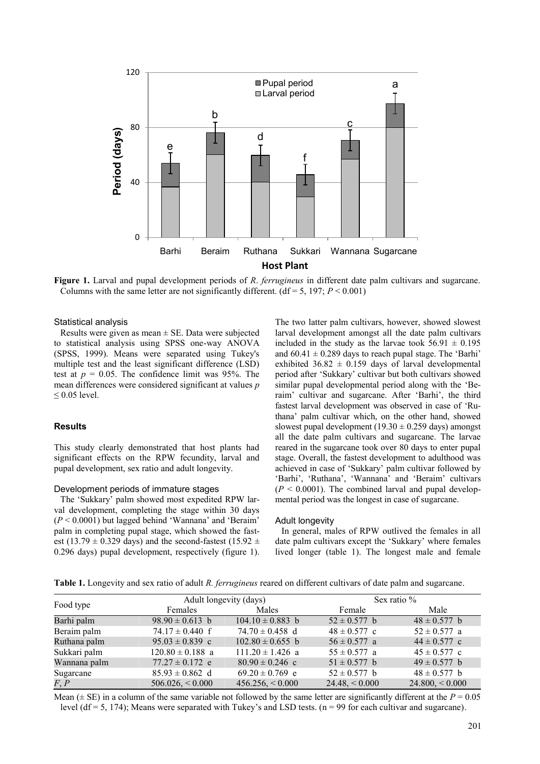**Figure 1.** Larval and pupal development periods of *R. ferrugineus* in different date palm cultivars and sugarcane. Columns with the same letter are not significantly different. (df = 5, 197; $P < 0.001$)

### Statistical analysis

Results were given as mean ± SE. Data were subjected to statistical analysis using SPSS one-way ANOVA (SPSS, 1999). Means were separated using Tukey's multiple test and the least significant difference (LSD) test at $p = 0.05$. The confidence limit was 95%. The mean differences were considered significant at values $p \leq 0.05$ level.

## Results

This study clearly demonstrated that host plants had significant effects on the RPW fecundity, larval and pupal development, sex ratio and adult longevity.

### Development periods of immature stages

The 'Sukkary' palm showed most expedited RPW larval development, completing the stage within 30 days ($P < 0.0001$) but lagged behind 'Wannana' and 'Beraim' palm in completing pupal stage, which showed the fastest (13.79 ± 0.329 days) and the second-fastest (15.92 ± 0.296 days) pupal development, respectively (figure 1). The two latter palm cultivars, however, showed slowest larval development amongst all the date palm cultivars included in the study as the larvae took 56.91 ± 0.195 and 60.41 ± 0.289 days to reach pupal stage. The 'Barhi' exhibited 36.82 ± 0.159 days of larval developmental period after 'Sukkary' cultivar but both cultivars showed similar pupal developmental period along with the 'Beraim' cultivar and sugarcane. After 'Barhi', the third fastest larval development was observed in case of 'Ruthana' palm cultivar which, on the other hand, showed slowest pupal development (19.30 ± 0.259 days) amongst all the date palm cultivars and sugarcane. The larvae reared in the sugarcane took over 80 days to enter pupal stage. Overall, the fastest development to adulthood was achieved in case of 'Sukkary' palm cultivar followed by 'Barhi', 'Ruthana', 'Wannana' and 'Beraim' cultivars ($P < 0.0001$). The combined larval and pupal developmental period was the longest in case of sugarcane.

### Adult longevity

In general, males of RPW outlived the females in all date palm cultivars except the 'Sukkary' where females lived longer (table 1). The longest male and female

**Table 1.** Longevity and sex ratio of adult *R. ferrugineus* reared on different cultivars of date palm and sugarcane.

| Food type | Adult longevity (days) | | Sex ratio % | |
|---|---|---|---|---|
| | Females | Males | Female | Male |
| Barhi palm | 98.90 ± 0.613 b | 104.10 ± 0.883 b | 52 ± 0.577 b | 48 ± 0.577 b |
| Beraim palm | 74.17 ± 0.440 f | 74.70 ± 0.458 d | 48 ± 0.577 c | 52 ± 0.577 a |
| Ruthana palm | 95.03 ± 0.839 c | 102.80 ± 0.655 b | 56 ± 0.577 a | 44 ± 0.577 c |
| Sukkari palm | 120.80 ± 0.188 a | 111.20 ± 1.426 a | 55 ± 0.577 a | 45 ± 0.577 c |
| Wannana palm | 77.27 ± 0.172 e | 80.90 ± 0.246 c | 51 ± 0.577 b | 49 ± 0.577 b |
| Sugarcane | 85.93 ± 0.862 d | 69.20 ± 0.769 e | 52 ± 0.577 b | 48 ± 0.577 b |
| *F*, *P* | 506.026, < 0.000 | 456.256, < 0.000 | 24.48, < 0.000 | 24.800, < 0.000 |

Mean (± SE) in a column of the same variable not followed by the same letter are significantly different at the $P = 0.05$ level (df = 5, 174); Means were separated with Tukey's and LSD tests. (n = 99 for each cultivar and sugarcane).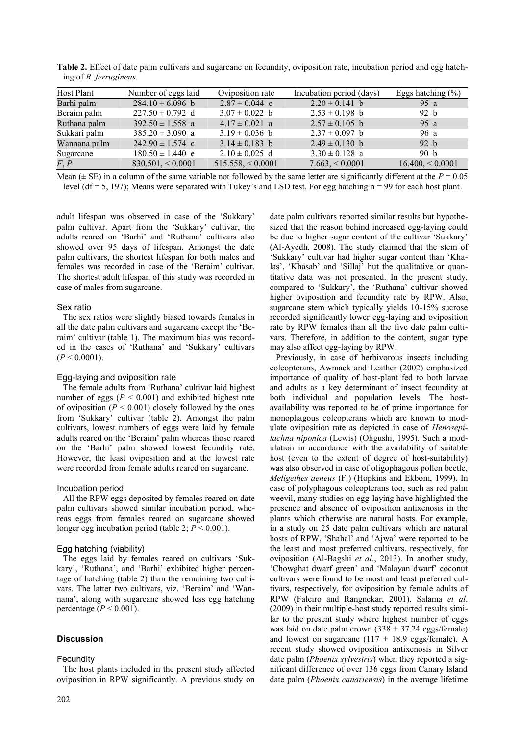**Table 2.** Effect of date palm cultivars and sugarcane on fecundity, oviposition rate, incubation period and egg hatching of *R. ferrugineus*.

| Host Plant | Number of eggs laid | Oviposition rate | Incubation period (days) | Eggs hatching (%) |
|---|---|---|---|---|
| Barhi palm | 284.10 ± 6.096 b | 2.87 ± 0.044 c | 2.20 ± 0.141 b | 95 a |
| Beraim palm | 227.50 ± 0.792 d | 3.07 ± 0.022 b | 2.53 ± 0.198 b | 92 b |
| Ruthana palm | 392.50 ± 1.558 a | 4.17 ± 0.021 a | 2.57 ± 0.105 b | 95 a |
| Sukkari palm | 385.20 ± 3.090 a | 3.19 ± 0.036 b | 2.37 ± 0.097 b | 96 a |
| Wannana palm | 242.90 ± 1.574 c | 3.14 ± 0.183 b | 2.49 ± 0.130 b | 92 b |
| Sugarcane | 180.50 ± 1.440 e | 2.10 ± 0.025 d | 3.30 ± 0.128 a | 90 b |
| *F*, *P* | 830.501, < 0.0001 | 515.558, < 0.0001 | 7.663, < 0.0001 | 16.400, < 0.0001 |

Mean (± SE) in a column of the same variable not followed by the same letter are significantly different at the $P = 0.05$ level (df = 5, 197); Means were separated with Tukey's and LSD test. For egg hatching n = 99 for each host plant.

adult lifespan was observed in case of the 'Sukkary' palm cultivar. Apart from the 'Sukkary' cultivar, the adults reared on 'Barhi' and 'Ruthana' cultivars also showed over 95 days of lifespan. Amongst the date palm cultivars, the shortest lifespan for both males and females was recorded in case of the 'Beraim' cultivar. The shortest adult lifespan of this study was recorded in case of males from sugarcane.

### Sex ratio

The sex ratios were slightly biased towards females in all the date palm cultivars and sugarcane except the 'Beraim' cultivar (table 1). The maximum bias was recorded in the cases of 'Ruthana' and 'Sukkary' cultivars ($P < 0.0001$).

### Egg-laying and oviposition rate

The female adults from 'Ruthana' cultivar laid highest number of eggs ($P < 0.001$) and exhibited highest rate of oviposition ($P < 0.001$) closely followed by the ones from 'Sukkary' cultivar (table 2). Amongst the palm cultivars, lowest numbers of eggs were laid by female adults reared on the 'Beraim' palm whereas those reared on the 'Barhi' palm showed lowest fecundity rate. However, the least oviposition and at the lowest rate were recorded from female adults reared on sugarcane.

### Incubation period

All the RPW eggs deposited by females reared on date palm cultivars showed similar incubation period, whereas eggs from females reared on sugarcane showed longer egg incubation period (table 2; $P < 0.001$).

### Egg hatching (viability)

The eggs laid by females reared on cultivars 'Sukkary', 'Ruthana', and 'Barhi' exhibited higher percentage of hatching (table 2) than the remaining two cultivars. The latter two cultivars, viz. 'Beraim' and 'Wannana', along with sugarcane showed less egg hatching percentage ($P < 0.001$).

## Discussion

### Fecundity

The host plants included in the present study affected oviposition in RPW significantly. A previous study on date palm cultivars reported similar results but hypothesized that the reason behind increased egg-laying could be due to higher sugar content of the cultivar 'Sukkary' (Al-Ayedh, 2008). The study claimed that the stem of 'Sukkary' cultivar had higher sugar content than 'Khalas', 'Khasab' and 'Sillaj' but the qualitative or quantitative data was not presented. In the present study, compared to 'Sukkary', the 'Ruthana' cultivar showed higher oviposition and fecundity rate by RPW. Also, sugarcane stem which typically yields 10-15% sucrose recorded significantly lower egg-laying and oviposition rate by RPW females than all the five date palm cultivars. Therefore, in addition to the content, sugar type may also affect egg-laying by RPW.

Previously, in case of herbivorous insects including coleopterans, Awmack and Leather (2002) emphasized importance of quality of host-plant fed to both larvae and adults as a key determinant of insect fecundity at both individual and population levels. The host-availability was reported to be of prime importance for monophagous coleopterans which are known to modulate oviposition rate as depicted in case of *Henosepilachna niponica* (Lewis) (Ohgushi, 1995). Such a modulation in accordance with the availability of suitable host (even to the extent of degree of host-suitability) was also observed in case of oligophagous pollen beetle, *Meligethes aeneus* (F.) (Hopkins and Ekbom, 1999). In case of polyphagous coleopterans too, such as red palm weevil, many studies on egg-laying have highlighted the presence and absence of oviposition antixenosis in the plants which otherwise are natural hosts. For example, in a study on 25 date palm cultivars which are natural hosts of RPW, 'Shahal' and 'Ajwa' were reported to be the least and most preferred cultivars, respectively, for oviposition (Al-Bagshi *et al*., 2013). In another study, 'Chowghat dwarf green' and 'Malayan dwarf' coconut cultivars were found to be most and least preferred cultivars, respectively, for oviposition by female adults of RPW (Faleiro and Rangnekar, 2001). Salama *et al*. (2009) in their multiple-host study reported results similar to the present study where highest number of eggs was laid on date palm crown (338 ± 37.24 eggs/female) and lowest on sugarcane (117 ± 18.9 eggs/female). A recent study showed oviposition antixenosis in Silver date palm (*Phoenix sylvestris*) when they reported a significant difference of over 136 eggs from Canary Island date palm (*Phoenix canariensis*) in the average lifetime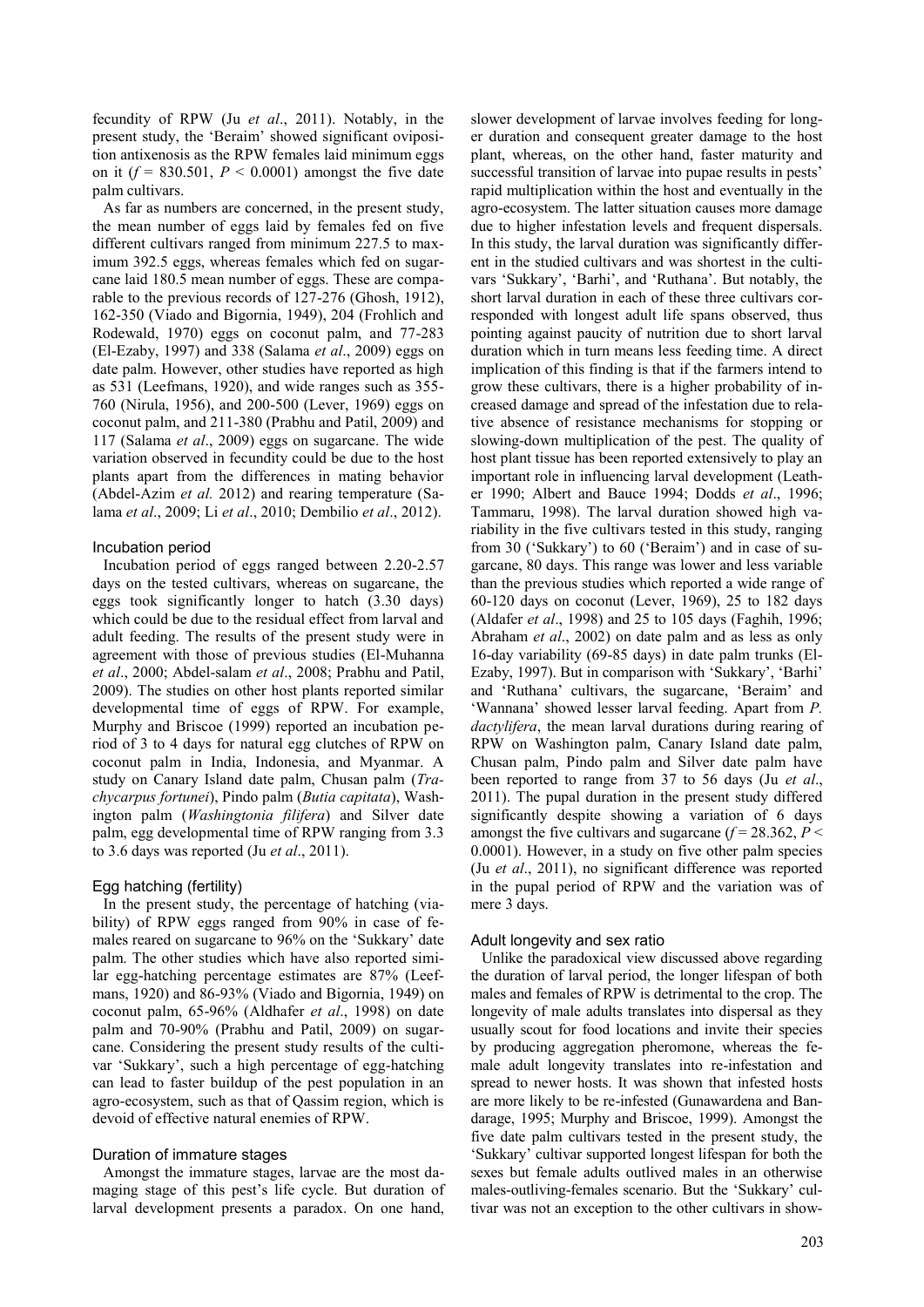fecundity of RPW (Ju *et al*., 2011). Notably, in the present study, the 'Beraim' showed significant oviposition antixenosis as the RPW females laid minimum eggs on it ($f = 830.501$, $P < 0.0001$) amongst the five date palm cultivars.

As far as numbers are concerned, in the present study, the mean number of eggs laid by females fed on five different cultivars ranged from minimum 227.5 to maximum 392.5 eggs, whereas females which fed on sugarcane laid 180.5 mean number of eggs. These are comparable to the previous records of 127-276 (Ghosh, 1912), 162-350 (Viado and Bigornia, 1949), 204 (Frohlich and Rodewald, 1970) eggs on coconut palm, and 77-283 (El-Ezaby, 1997) and 338 (Salama *et al*., 2009) eggs on date palm. However, other studies have reported as high as 531 (Leefmans, 1920), and wide ranges such as 355-760 (Nirula, 1956), and 200-500 (Lever, 1969) eggs on coconut palm, and 211-380 (Prabhu and Patil, 2009) and 117 (Salama *et al*., 2009) eggs on sugarcane. The wide variation observed in fecundity could be due to the host plants apart from the differences in mating behavior (Abdel-Azim *et al.* 2012) and rearing temperature (Salama *et al*., 2009; Li *et al*., 2010; Dembilio *et al*., 2012).

### Incubation period

Incubation period of eggs ranged between 2.20-2.57 days on the tested cultivars, whereas on sugarcane, the eggs took significantly longer to hatch (3.30 days) which could be due to the residual effect from larval and adult feeding. The results of the present study were in agreement with those of previous studies (El-Muhanna *et al*., 2000; Abdel-salam *et al*., 2008; Prabhu and Patil, 2009). The studies on other host plants reported similar developmental time of eggs of RPW. For example, Murphy and Briscoe (1999) reported an incubation period of 3 to 4 days for natural egg clutches of RPW on coconut palm in India, Indonesia, and Myanmar. A study on Canary Island date palm, Chusan palm (*Trachycarpus fortunei*), Pindo palm (*Butia capitata*), Washington palm (*Washingtonia filifera*) and Silver date palm, egg developmental time of RPW ranging from 3.3 to 3.6 days was reported (Ju *et al*., 2011).

### Egg hatching (fertility)

In the present study, the percentage of hatching (viability) of RPW eggs ranged from 90% in case of females reared on sugarcane to 96% on the 'Sukkary' date palm. The other studies which have also reported similar egg-hatching percentage estimates are 87% (Leefmans, 1920) and 86-93% (Viado and Bigornia, 1949) on coconut palm, 65-96% (Aldhafer *et al*., 1998) on date palm and 70-90% (Prabhu and Patil, 2009) on sugarcane. Considering the present study results of the cultivar 'Sukkary', such a high percentage of egg-hatching can lead to faster buildup of the pest population in an agro-ecosystem, such as that of Qassim region, which is devoid of effective natural enemies of RPW.

### Duration of immature stages

Amongst the immature stages, larvae are the most damaging stage of this pest's life cycle. But duration of larval development presents a paradox. On one hand, slower development of larvae involves feeding for longer duration and consequent greater damage to the host plant, whereas, on the other hand, faster maturity and successful transition of larvae into pupae results in pests' rapid multiplication within the host and eventually in the agro-ecosystem. The latter situation causes more damage due to higher infestation levels and frequent dispersals. In this study, the larval duration was significantly different in the studied cultivars and was shortest in the cultivars 'Sukkary', 'Barhi', and 'Ruthana'. But notably, the short larval duration in each of these three cultivars corresponded with longest adult life spans observed, thus pointing against paucity of nutrition due to short larval duration which in turn means less feeding time. A direct implication of this finding is that if the farmers intend to grow these cultivars, there is a higher probability of increased damage and spread of the infestation due to relative absence of resistance mechanisms for stopping or slowing-down multiplication of the pest. The quality of host plant tissue has been reported extensively to play an important role in influencing larval development (Leather 1990; Albert and Bauce 1994; Dodds *et al*., 1996; Tammaru, 1998). The larval duration showed high variability in the five cultivars tested in this study, ranging from 30 ('Sukkary') to 60 ('Beraim') and in case of sugarcane, 80 days. This range was lower and less variable than the previous studies which reported a wide range of 60-120 days on coconut (Lever, 1969), 25 to 182 days (Aldafer *et al*., 1998) and 25 to 105 days (Faghih, 1996; Abraham *et al*., 2002) on date palm and as less as only 16-day variability (69-85 days) in date palm trunks (El-Ezaby, 1997). But in comparison with 'Sukkary', 'Barhi' and 'Ruthana' cultivars, the sugarcane, 'Beraim' and 'Wannana' showed lesser larval feeding. Apart from *P. dactylifera*, the mean larval durations during rearing of RPW on Washington palm, Canary Island date palm, Chusan palm, Pindo palm and Silver date palm have been reported to range from 37 to 56 days (Ju *et al*., 2011). The pupal duration in the present study differed significantly despite showing a variation of 6 days amongst the five cultivars and sugarcane ($f = 28.362$, $P < 0.0001$). However, in a study on five other palm species (Ju *et al*., 2011), no significant difference was reported in the pupal period of RPW and the variation was of mere 3 days.

### Adult longevity and sex ratio

Unlike the paradoxical view discussed above regarding the duration of larval period, the longer lifespan of both males and females of RPW is detrimental to the crop. The longevity of male adults translates into dispersal as they usually scout for food locations and invite their species by producing aggregation pheromone, whereas the female adult longevity translates into re-infestation and spread to newer hosts. It was shown that infested hosts are more likely to be re-infested (Gunawardena and Bandarage, 1995; Murphy and Briscoe, 1999). Amongst the five date palm cultivars tested in the present study, the 'Sukkary' cultivar supported longest lifespan for both the sexes but female adults outlived males in an otherwise males-outliving-females scenario. But the 'Sukkary' cultivar was not an exception to the other cultivars in show-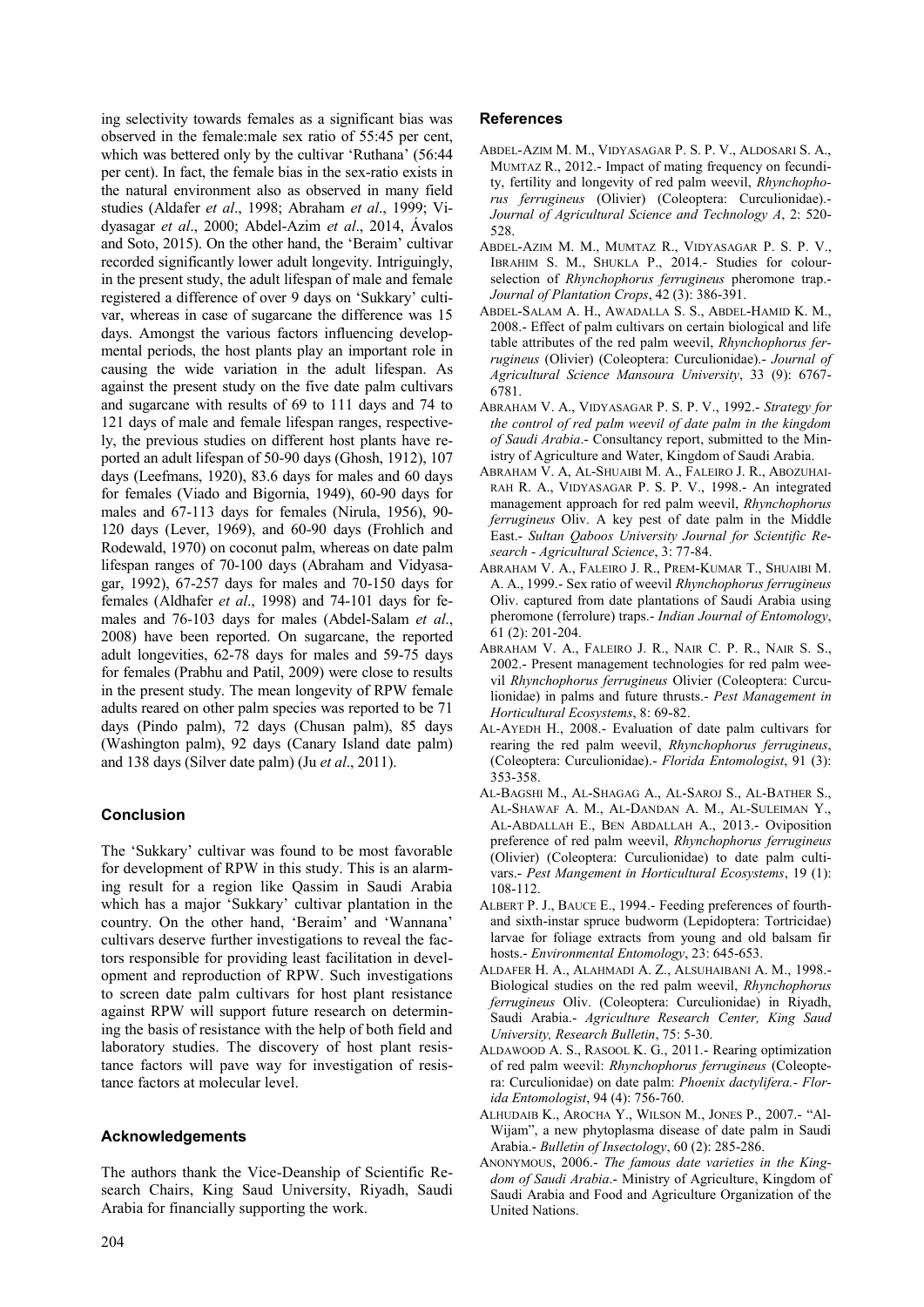ing selectivity towards females as a significant bias was observed in the female:male sex ratio of 55:45 per cent, which was bettered only by the cultivar 'Ruthana' (56:44 per cent). In fact, the female bias in the sex-ratio exists in the natural environment also as observed in many field studies (Aldafer *et al*., 1998; Abraham *et al*., 1999; Vidyasagar *et al*., 2000; Abdel-Azim *et al*., 2014, Ávalos and Soto, 2015). On the other hand, the 'Beraim' cultivar recorded significantly lower adult longevity. Intriguingly, in the present study, the adult lifespan of male and female registered a difference of over 9 days on 'Sukkary' cultivar, whereas in case of sugarcane the difference was 15 days. Amongst the various factors influencing developmental periods, the host plants play an important role in causing the wide variation in the adult lifespan. As against the present study on the five date palm cultivars and sugarcane with results of 69 to 111 days and 74 to 121 days of male and female lifespan ranges, respectively, the previous studies on different host plants have reported an adult lifespan of 50-90 days (Ghosh, 1912), 107 days (Leefmans, 1920), 83.6 days for males and 60 days for females (Viado and Bigornia, 1949), 60-90 days for males and 67-113 days for females (Nirula, 1956), 90-120 days (Lever, 1969), and 60-90 days (Frohlich and Rodewald, 1970) on coconut palm, whereas on date palm lifespan ranges of 70-100 days (Abraham and Vidyasagar, 1992), 67-257 days for males and 70-150 days for females (Aldhafer *et al*., 1998) and 74-101 days for females and 76-103 days for males (Abdel-Salam *et al*., 2008) have been reported. On sugarcane, the reported adult longevities, 62-78 days for males and 59-75 days for females (Prabhu and Patil, 2009) were close to results in the present study. The mean longevity of RPW female adults reared on other palm species was reported to be 71 days (Pindo palm), 72 days (Chusan palm), 85 days (Washington palm), 92 days (Canary Island date palm) and 138 days (Silver date palm) (Ju *et al*., 2011).

## Conclusion

The 'Sukkary' cultivar was found to be most favorable for development of RPW in this study. This is an alarming result for a region like Qassim in Saudi Arabia which has a major 'Sukkary' cultivar plantation in the country. On the other hand, 'Beraim' and 'Wannana' cultivars deserve further investigations to reveal the factors responsible for providing least facilitation in development and reproduction of RPW. Such investigations to screen date palm cultivars for host plant resistance against RPW will support future research on determining the basis of resistance with the help of both field and laboratory studies. The discovery of host plant resistance factors will pave way for investigation of resistance factors at molecular level.

## Acknowledgements

The authors thank the Vice-Deanship of Scientific Research Chairs, King Saud University, Riyadh, Saudi Arabia for financially supporting the work.

## References

ABDEL-AZIM M. M., VIDYASAGAR P. S. P. V., ALDOSARI S. A., MUMTAZ R., 2012.- Impact of mating frequency on fecundity, fertility and longevity of red palm weevil, *Rhynchophorus ferrugineus* (Olivier) (Coleoptera: Curculionidae).- *Journal of Agricultural Science and Technology A*, 2: 520-528.

ABDEL-AZIM M. M., MUMTAZ R., VIDYASAGAR P. S. P. V., IBRAHIM S. M., SHUKLA P., 2014.- Studies for colour-selection of *Rhynchophorus ferrugineus* pheromone trap.- *Journal of Plantation Crops*, 42 (3): 386-391.

ABDEL-SALAM A. H., AWADALLA S. S., ABDEL-HAMID K. M., 2008.- Effect of palm cultivars on certain biological and life table attributes of the red palm weevil, *Rhynchophorus ferrugineus* (Olivier) (Coleoptera: Curculionidae).- *Journal of Agricultural Science Mansoura University*, 33 (9): 6767-6781.

ABRAHAM V. A., VIDYASAGAR P. S. P. V., 1992.- *Strategy for the control of red palm weevil of date palm in the kingdom of Saudi Arabia*.- Consultancy report, submitted to the Ministry of Agriculture and Water, Kingdom of Saudi Arabia.

ABRAHAM V. A, AL-SHUAIBI M. A., FALEIRO J. R., ABOZUHAIRAH R. A., VIDYASAGAR P. S. P. V., 1998.- An integrated management approach for red palm weevil, *Rhynchophorus ferrugineus* Oliv. A key pest of date palm in the Middle East.- *Sultan Qaboos University Journal for Scientific Research - Agricultural Science*, 3: 77-84.

ABRAHAM V. A., FALEIRO J. R., PREM-KUMAR T., SHUAIBI M. A. A., 1999.- Sex ratio of weevil *Rhynchophorus ferrugineus* Oliv. captured from date plantations of Saudi Arabia using pheromone (ferrolure) traps.- *Indian Journal of Entomology*, 61 (2): 201-204.

ABRAHAM V. A., FALEIRO J. R., NAIR C. P. R., NAIR S. S., 2002.- Present management technologies for red palm weevil *Rhynchophorus ferrugineus* Olivier (Coleoptera: Curculionidae) in palms and future thrusts.- *Pest Management in Horticultural Ecosystems*, 8: 69-82.

AL-AYEDH H., 2008.- Evaluation of date palm cultivars for rearing the red palm weevil, *Rhynchophorus ferrugineus*, (Coleoptera: Curculionidae).- *Florida Entomologist*, 91 (3): 353-358.

AL-BAGSHI M., AL-SHAGAG A., AL-SAROJ S., AL-BATHER S., AL-SHAWAF A. M., AL-DANDAN A. M., AL-SULEIMAN Y., AL-ABDALLAH E., BEN ABDALLAH A., 2013.- Oviposition preference of red palm weevil, *Rhynchophorus ferrugineus* (Olivier) (Coleoptera: Curculionidae) to date palm cultivars.- *Pest Mangement in Horticultural Ecosystems*, 19 (1): 108-112.

ALBERT P. J., BAUCE E., 1994.- Feeding preferences of fourth- and sixth-instar spruce budworm (Lepidoptera: Tortricidae) larvae for foliage extracts from young and old balsam fir hosts.- *Environmental Entomology*, 23: 645-653.

ALDAFER H. A., ALAHMADI A. Z., ALSUHAIBANI A. M., 1998.- Biological studies on the red palm weevil, *Rhynchophorus ferrugineus* Oliv. (Coleoptera: Curculionidae) in Riyadh, Saudi Arabia.- *Agriculture Research Center, King Saud University, Research Bulletin*, 75: 5-30.

ALDAWOOD A. S., RASOOL K. G., 2011.- Rearing optimization of red palm weevil: *Rhynchophorus ferrugineus* (Coleoptera: Curculionidae) on date palm: *Phoenix dactylifera*.- *Florida Entomologist*, 94 (4): 756-760.

ALHUDAIB K., AROCHA Y., WILSON M., JONES P., 2007.- "Al-Wijam", a new phytoplasma disease of date palm in Saudi Arabia.- *Bulletin of Insectology*, 60 (2): 285-286.

ANONYMOUS, 2006.- *The famous date varieties in the Kingdom of Saudi Arabia*.- Ministry of Agriculture, Kingdom of Saudi Arabia and Food and Agriculture Organization of the United Nations.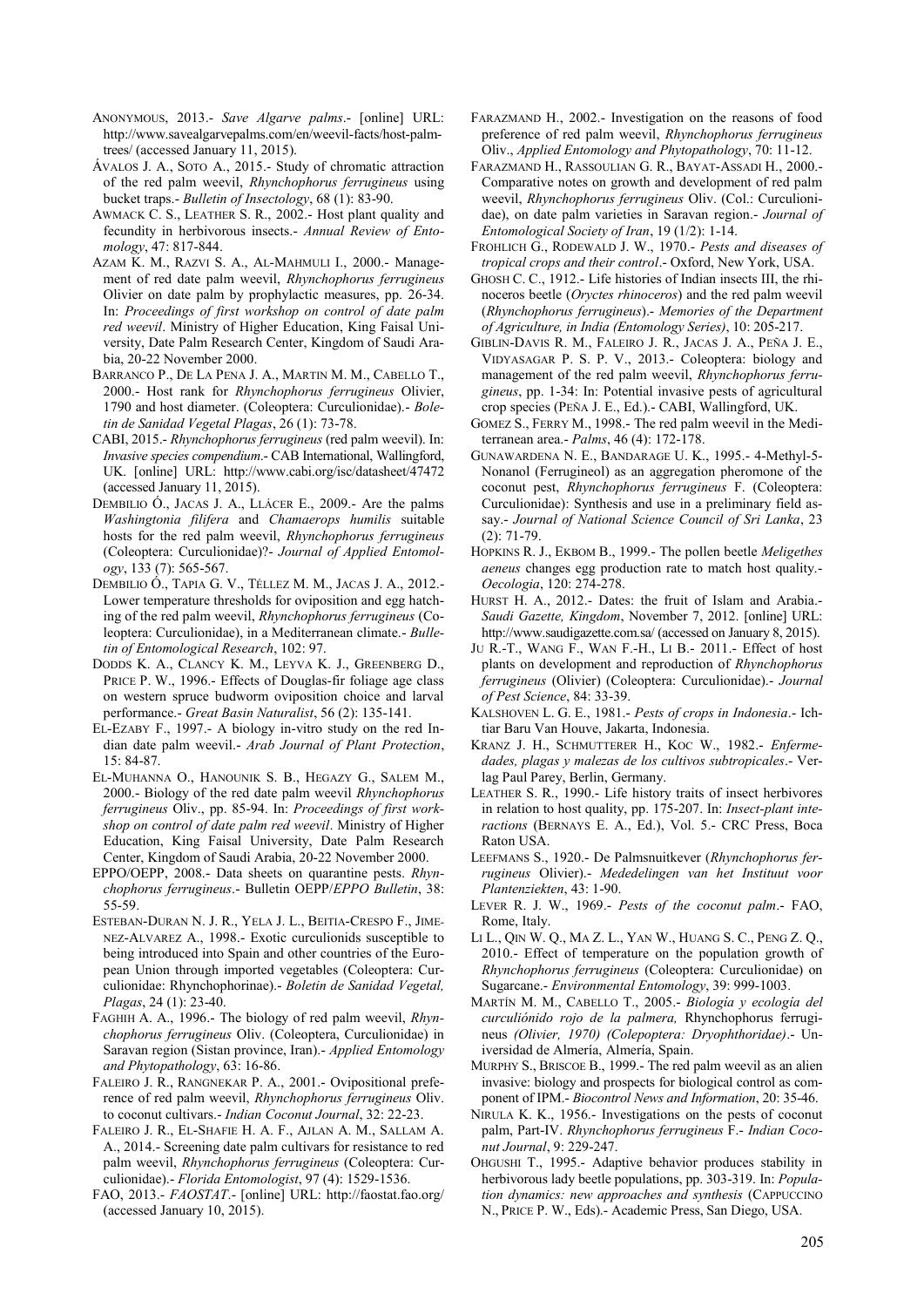ANONYMOUS, 2013.- *Save Algarve palms*.- [online] URL: http://www.savealgarvepalms.com/en/weevil-facts/host-palm-trees/ (accessed January 11, 2015).

ÁVALOS J. A., SOTO A., 2015.- Study of chromatic attraction of the red palm weevil, *Rhynchophorus ferrugineus* using bucket traps.- *Bulletin of Insectology*, 68 (1): 83-90.

AWMACK C. S., LEATHER S. R., 2002.- Host plant quality and fecundity in herbivorous insects.- *Annual Review of Entomology*, 47: 817-844.

AZAM K. M., RAZVI S. A., AL-MAHMULI I., 2000.- Management of red date palm weevil, *Rhynchophorus ferrugineus* Olivier on date palm by prophylactic measures, pp. 26-34. In: *Proceedings of first workshop on control of date palm red weevil*. Ministry of Higher Education, King Faisal University, Date Palm Research Center, Kingdom of Saudi Arabia, 20-22 November 2000.

BARRANCO P., DE LA PENA J. A., MARTIN M. M., CABELLO T., 2000.- Host rank for *Rhynchophorus ferrugineus* Olivier, 1790 and host diameter. (Coleoptera: Curculionidae).- *Boletin de Sanidad Vegetal Plagas*, 26 (1): 73-78.

CABI, 2015.- *Rhynchophorus ferrugineus* (red palm weevil). In: *Invasive species compendium*.- CAB International, Wallingford, UK. [online] URL: http://www.cabi.org/isc/datasheet/47472 (accessed January 11, 2015).

DEMBILIO Ó., JACAS J. A., LLÁCER E., 2009.- Are the palms *Washingtonia filifera* and *Chamaerops humilis* suitable hosts for the red palm weevil, *Rhynchophorus ferrugineus* (Coleoptera: Curculionidae)?- *Journal of Applied Entomology*, 133 (7): 565-567.

DEMBILIO Ó., TAPIA G. V., TÉLLEZ M. M., JACAS J. A., 2012.- Lower temperature thresholds for oviposition and egg hatching of the red palm weevil, *Rhynchophorus ferrugineus* (Coleoptera: Curculionidae), in a Mediterranean climate.- *Bulletin of Entomological Research*, 102: 97.

DODDS K. A., CLANCY K. M., LEYVA K. J., GREENBERG D., PRICE P. W., 1996.- Effects of Douglas-fir foliage age class on western spruce budworm oviposition choice and larval performance.- *Great Basin Naturalist*, 56 (2): 135-141.

EL-EZABY F., 1997.- A biology in-vitro study on the red Indian date palm weevil.- *Arab Journal of Plant Protection*, 15: 84-87.

EL-MUHANNA O., HANOUNIK S. B., HEGAZY G., SALEM M., 2000.- Biology of the red date palm weevil *Rhynchophorus ferrugineus* Oliv., pp. 85-94. In: *Proceedings of first workshop on control of date palm red weevil*. Ministry of Higher Education, King Faisal University, Date Palm Research Center, Kingdom of Saudi Arabia, 20-22 November 2000.

EPPO/OEPP, 2008.- Data sheets on quarantine pests. *Rhynchophorus ferrugineus*.- Bulletin OEPP/*EPPO Bulletin*, 38: 55-59.

ESTEBAN-DURAN N. J. R., YELA J. L., BEITIA-CRESPO F., JIMENEZ-ALVAREZ A., 1998.- Exotic curculionids susceptible to being introduced into Spain and other countries of the European Union through imported vegetables (Coleoptera: Curculionidae: Rhynchophorinae).- *Boletin de Sanidad Vegetal, Plagas*, 24 (1): 23-40.

FAGHIH A. A., 1996.- The biology of red palm weevil, *Rhynchophorus ferrugineus* Oliv. (Coleoptera, Curculionidae) in Saravan region (Sistan province, Iran).- *Applied Entomology and Phytopathology*, 63: 16-86.

FALEIRO J. R., RANGNEKAR P. A., 2001.- Ovipositional preference of red palm weevil, *Rhynchophorus ferrugineus* Oliv. to coconut cultivars.- *Indian Coconut Journal*, 32: 22-23.

FALEIRO J. R., EL-SHAFIE H. A. F., AJLAN A. M., SALLAM A. A., 2014.- Screening date palm cultivars for resistance to red palm weevil, *Rhynchophorus ferrugineus* (Coleoptera: Curculionidae).- *Florida Entomologist*, 97 (4): 1529-1536.

FAO, 2013.- *FAOSTAT*.- [online] URL: http://faostat.fao.org/ (accessed January 10, 2015).

FARAZMAND H., 2002.- Investigation on the reasons of food preference of red palm weevil, *Rhynchophorus ferrugineus* Oliv., *Applied Entomology and Phytopathology*, 70: 11-12.

FARAZMAND H., RASSOULIAN G. R., BAYAT-ASSADI H., 2000.- Comparative notes on growth and development of red palm weevil, *Rhynchophorus ferrugineus* Oliv. (Col.: Curculionidae), on date palm varieties in Saravan region.- *Journal of Entomological Society of Iran*, 19 (1/2): 1-14.

FROHLICH G., RODEWALD J. W., 1970.- *Pests and diseases of tropical crops and their control*.- Oxford, New York, USA.

GHOSH C. C., 1912.- Life histories of Indian insects III, the rhinoceros beetle (*Oryctes rhinoceros*) and the red palm weevil (*Rhynchophorus ferrugineus*).- *Memories of the Department of Agriculture, in India (Entomology Series)*, 10: 205-217.

GIBLIN-DAVIS R. M., FALEIRO J. R., JACAS J. A., PEÑA J. E., VIDYASAGAR P. S. P. V., 2013.- Coleoptera: biology and management of the red palm weevil, *Rhynchophorus ferrugineus*, pp. 1-34: In: Potential invasive pests of agricultural crop species (PEÑA J. E., Ed.).- CABI, Wallingford, UK.

GOMEZ S., FERRY M., 1998.- The red palm weevil in the Mediterranean area.- *Palms*, 46 (4): 172-178.

GUNAWARDENA N. E., BANDARAGE U. K., 1995.- 4-Methyl-5-Nonanol (Ferrugineol) as an aggregation pheromone of the coconut pest, *Rhynchophorus ferrugineus* F. (Coleoptera: Curculionidae): Synthesis and use in a preliminary field assay.- *Journal of National Science Council of Sri Lanka*, 23 (2): 71-79.

HOPKINS R. J., EKBOM B., 1999.- The pollen beetle *Meligethes aeneus* changes egg production rate to match host quality.- *Oecologia*, 120: 274-278.

HURST H. A., 2012.- Dates: the fruit of Islam and Arabia.- *Saudi Gazette, Kingdom*, November 7, 2012. [online] URL: http://www.saudigazette.com.sa/ (accessed on January 8, 2015).

JU R.-T., WANG F., WAN F.-H., LI B.- 2011.- Effect of host plants on development and reproduction of *Rhynchophorus ferrugineus* (Olivier) (Coleoptera: Curculionidae).- *Journal of Pest Science*, 84: 33-39.

KALSHOVEN L. G. E., 1981.- *Pests of crops in Indonesia*.- Ichtiar Baru Van Houve, Jakarta, Indonesia.

KRANZ J. H., SCHMUTTERER H., KOC W., 1982.- *Enfermedades, plagas y malezas de los cultivos subtropicales*.- Verlag Paul Parey, Berlin, Germany.

LEATHER S. R., 1990.- Life history traits of insect herbivores in relation to host quality, pp. 175-207. In: *Insect-plant interactions* (BERNAYS E. A., Ed.), Vol. 5.- CRC Press, Boca Raton USA.

LEEFMANS S., 1920.- De Palmsnuitkever (*Rhynchophorus ferrugineus* Olivier).- *Mededelingen van het Instituut voor Plantenziekten*, 43: 1-90.

LEVER R. J. W., 1969.- *Pests of the coconut palm*.- FAO, Rome, Italy.

LI L., QIN W. Q., MA Z. L., YAN W., HUANG S. C., PENG Z. Q., 2010.- Effect of temperature on the population growth of *Rhynchophorus ferrugineus* (Coleoptera: Curculionidae) on Sugarcane.- *Environmental Entomology*, 39: 999-1003.

MARTÍN M. M., CABELLO T., 2005.- *Biología y ecología del curculiónido rojo de la palmera,* Rhynchophorus ferrugineus *(Olivier, 1970) (Colepoptera: Dryophthoridae)*.- Universidad de Almería, Almería, Spain.

MURPHY S., BRISCOE B., 1999.- The red palm weevil as an alien invasive: biology and prospects for biological control as component of IPM.- *Biocontrol News and Information*, 20: 35-46.

NIRULA K. K., 1956.- Investigations on the pests of coconut palm, Part-IV. *Rhynchophorus ferrugineus* F.- *Indian Coconut Journal*, 9: 229-247.

OHGUSHI T., 1995.- Adaptive behavior produces stability in herbivorous lady beetle populations, pp. 303-319. In: *Population dynamics: new approaches and synthesis* (CAPPUCCINO N., PRICE P. W., Eds).- Academic Press, San Diego, USA.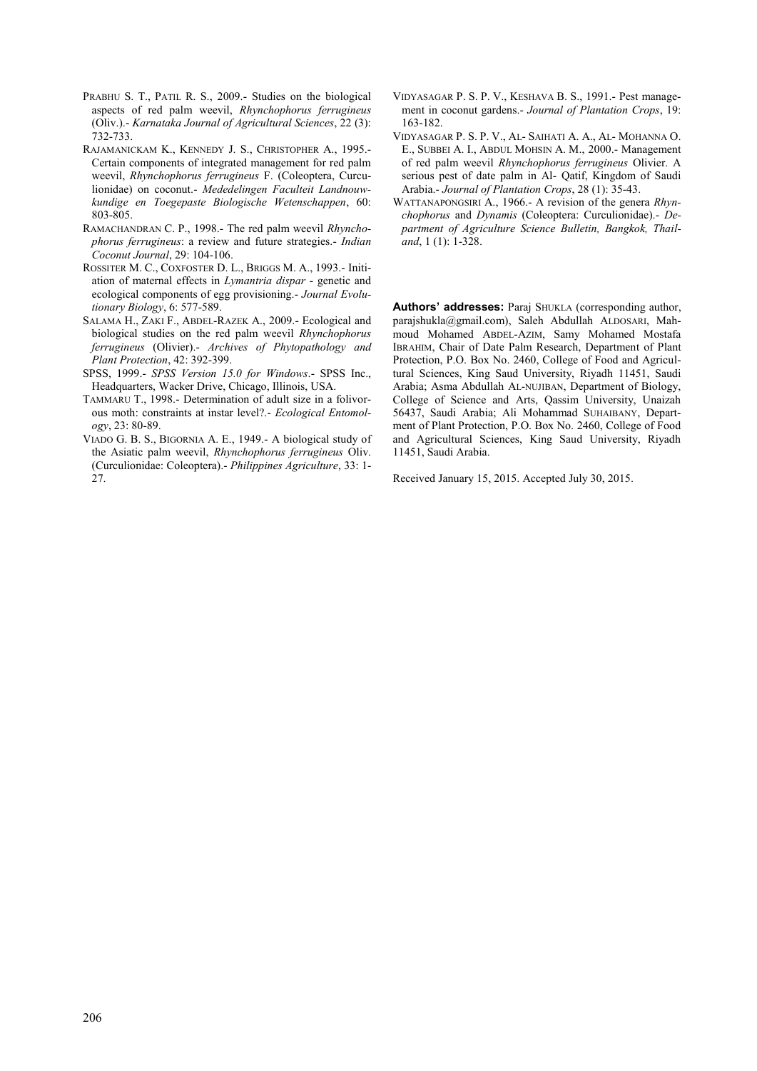PRABHU S. T., PATIL R. S., 2009.- Studies on the biological aspects of red palm weevil, *Rhynchophorus ferrugineus* (Oliv.).- *Karnataka Journal of Agricultural Sciences*, 22 (3): 732-733.

RAJAMANICKAM K., KENNEDY J. S., CHRISTOPHER A., 1995.- Certain components of integrated management for red palm weevil, *Rhynchophorus ferrugineus* F. (Coleoptera, Curculionidae) on coconut.- *Mededelingen Faculteit Landnouwkundige en Toegepaste Biologische Wetenschappen*, 60: 803-805.

RAMACHANDRAN C. P., 1998.- The red palm weevil *Rhynchophorus ferrugineus*: a review and future strategies.- *Indian Coconut Journal*, 29: 104-106.

ROSSITER M. C., COXFOSTER D. L., BRIGGS M. A., 1993.- Initiation of maternal effects in *Lymantria dispar* - genetic and ecological components of egg provisioning.- *Journal Evolutionary Biology*, 6: 577-589.

SALAMA H., ZAKI F., ABDEL-RAZEK A., 2009.- Ecological and biological studies on the red palm weevil *Rhynchophorus ferrugineus* (Olivier).- *Archives of Phytopathology and Plant Protection*, 42: 392-399.

SPSS, 1999.- *SPSS Version 15.0 for Windows*.- SPSS Inc., Headquarters, Wacker Drive, Chicago, Illinois, USA.

TAMMARU T., 1998.- Determination of adult size in a folivorous moth: constraints at instar level?.- *Ecological Entomology*, 23: 80-89.

VIADO G. B. S., BIGORNIA A. E., 1949.- A biological study of the Asiatic palm weevil, *Rhynchophorus ferrugineus* Oliv. (Curculionidae: Coleoptera).- *Philippines Agriculture*, 33: 1-27.

VIDYASAGAR P. S. P. V., KESHAVA B. S., 1991.- Pest management in coconut gardens.- *Journal of Plantation Crops*, 19: 163-182.

VIDYASAGAR P. S. P. V., AL- SAIHATI A. A., AL- MOHANNA O. E., SUBBEI A. I., ABDUL MOHSIN A. M., 2000.- Management of red palm weevil *Rhynchophorus ferrugineus* Olivier. A serious pest of date palm in Al- Qatif, Kingdom of Saudi Arabia.- *Journal of Plantation Crops*, 28 (1): 35-43.

WATTANAPONGSIRI A., 1966.- A revision of the genera *Rhynchophorus* and *Dynamis* (Coleoptera: Curculionidae).- *Department of Agriculture Science Bulletin, Bangkok, Thailand*, 1 (1): 1-328.

**Authors' addresses:** Paraj SHUKLA (corresponding author, parajshukla@gmail.com), Saleh Abdullah ALDOSARI, Mahmoud Mohamed ABDEL-AZIM, Samy Mohamed Mostafa IBRAHIM, Chair of Date Palm Research, Department of Plant Protection, P.O. Box No. 2460, College of Food and Agricultural Sciences, King Saud University, Riyadh 11451, Saudi Arabia; Asma Abdullah AL-NUJIBAN, Department of Biology, College of Science and Arts, Qassim University, Unaizah 56437, Saudi Arabia; Ali Mohammad SUHAIBANY, Department of Plant Protection, P.O. Box No. 2460, College of Food and Agricultural Sciences, King Saud University, Riyadh 11451, Saudi Arabia.

Received January 15, 2015. Accepted July 30, 2015.